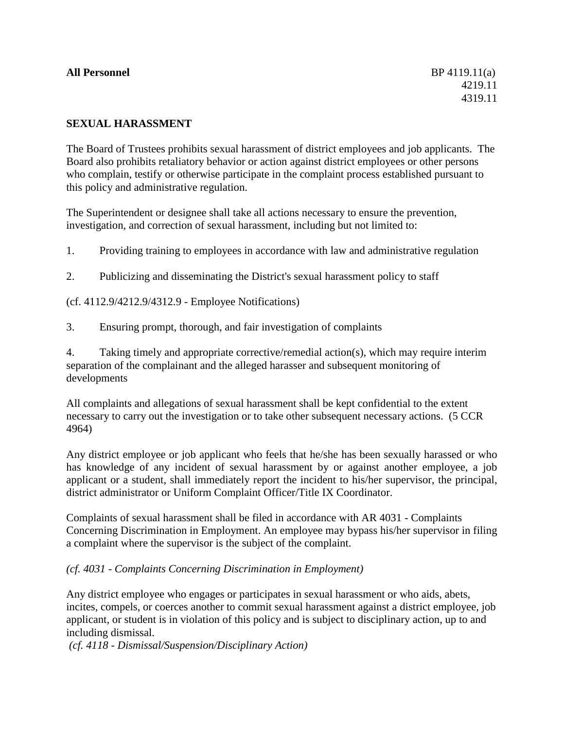**All Personnel** BP 4119.11(a)
4219.11
4319.11

## SEXUAL HARASSMENT

The Board of Trustees prohibits sexual harassment of district employees and job applicants. The Board also prohibits retaliatory behavior or action against district employees or other persons who complain, testify or otherwise participate in the complaint process established pursuant to this policy and administrative regulation.

The Superintendent or designee shall take all actions necessary to ensure the prevention, investigation, and correction of sexual harassment, including but not limited to:

1. Providing training to employees in accordance with law and administrative regulation

2. Publicizing and disseminating the District's sexual harassment policy to staff

(cf. 4112.9/4212.9/4312.9 - Employee Notifications)

3. Ensuring prompt, thorough, and fair investigation of complaints

4. Taking timely and appropriate corrective/remedial action(s), which may require interim separation of the complainant and the alleged harasser and subsequent monitoring of developments

All complaints and allegations of sexual harassment shall be kept confidential to the extent necessary to carry out the investigation or to take other subsequent necessary actions. (5 CCR 4964)

Any district employee or job applicant who feels that he/she has been sexually harassed or who has knowledge of any incident of sexual harassment by or against another employee, a job applicant or a student, shall immediately report the incident to his/her supervisor, the principal, district administrator or Uniform Complaint Officer/Title IX Coordinator.

Complaints of sexual harassment shall be filed in accordance with AR 4031 - Complaints Concerning Discrimination in Employment. An employee may bypass his/her supervisor in filing a complaint where the supervisor is the subject of the complaint.

*(cf. 4031 - Complaints Concerning Discrimination in Employment)*

Any district employee who engages or participates in sexual harassment or who aids, abets, incites, compels, or coerces another to commit sexual harassment against a district employee, job applicant, or student is in violation of this policy and is subject to disciplinary action, up to and including dismissal.
*(cf. 4118 - Dismissal/Suspension/Disciplinary Action)*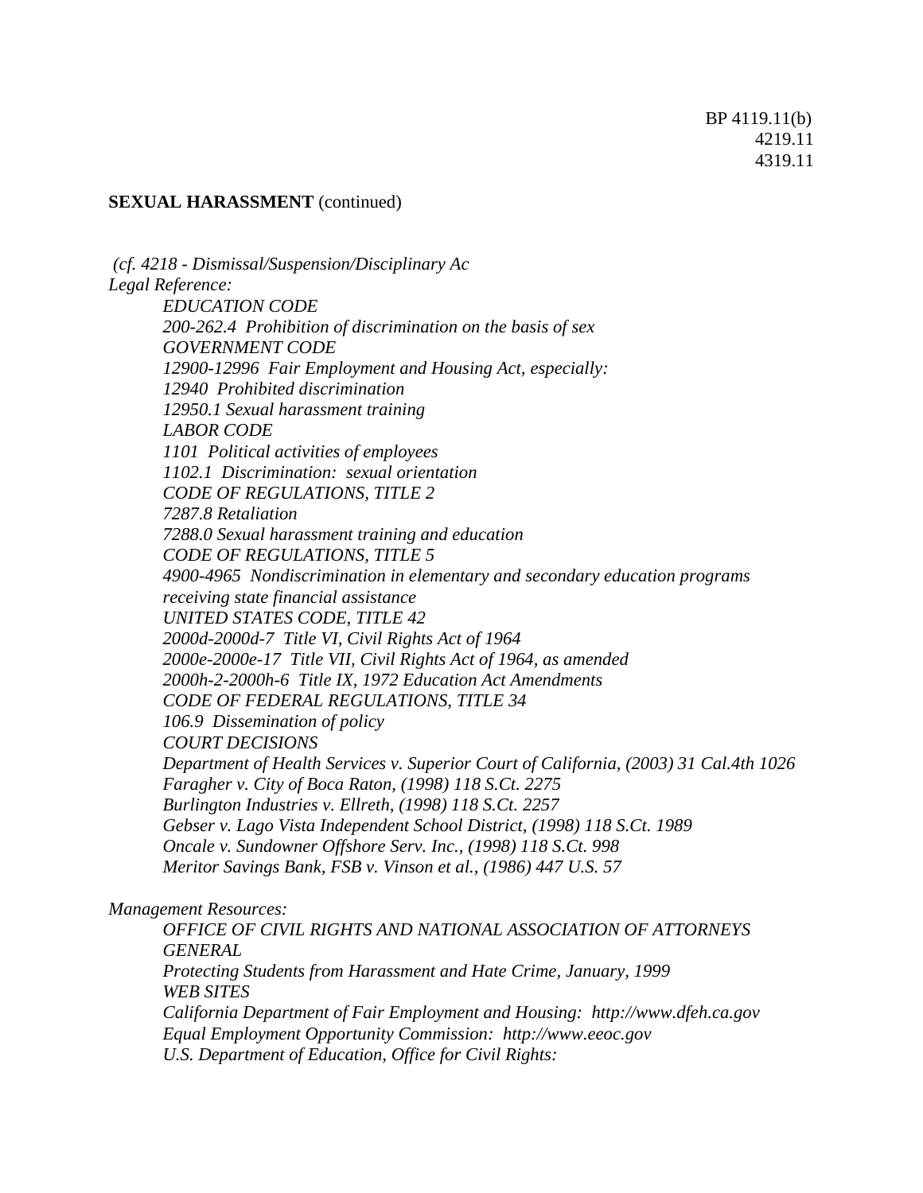**SEXUAL HARASSMENT** (continued)

*(cf. 4218 - Dismissal/Suspension/Disciplinary Ac*

*Legal Reference:*

*EDUCATION CODE*
*200-262.4 Prohibition of discrimination on the basis of sex*
*GOVERNMENT CODE*
*12900-12996 Fair Employment and Housing Act, especially:*
*12940 Prohibited discrimination*
*12950.1 Sexual harassment training*
*LABOR CODE*
*1101 Political activities of employees*
*1102.1 Discrimination: sexual orientation*
*CODE OF REGULATIONS, TITLE 2*
*7287.8 Retaliation*
*7288.0 Sexual harassment training and education*
*CODE OF REGULATIONS, TITLE 5*
*4900-4965 Nondiscrimination in elementary and secondary education programs receiving state financial assistance*
*UNITED STATES CODE, TITLE 42*
*2000d-2000d-7 Title VI, Civil Rights Act of 1964*
*2000e-2000e-17 Title VII, Civil Rights Act of 1964, as amended*
*2000h-2-2000h-6 Title IX, 1972 Education Act Amendments*
*CODE OF FEDERAL REGULATIONS, TITLE 34*
*106.9 Dissemination of policy*
*COURT DECISIONS*
*Department of Health Services v. Superior Court of California, (2003) 31 Cal.4th 1026*
*Faragher v. City of Boca Raton, (1998) 118 S.Ct. 2275*
*Burlington Industries v. Ellreth, (1998) 118 S.Ct. 2257*
*Gebser v. Lago Vista Independent School District, (1998) 118 S.Ct. 1989*
*Oncale v. Sundowner Offshore Serv. Inc., (1998) 118 S.Ct. 998*
*Meritor Savings Bank, FSB v. Vinson et al., (1986) 447 U.S. 57*

*Management Resources:*

*OFFICE OF CIVIL RIGHTS AND NATIONAL ASSOCIATION OF ATTORNEYS GENERAL*
*Protecting Students from Harassment and Hate Crime, January, 1999*
*WEB SITES*
*California Department of Fair Employment and Housing: http://www.dfeh.ca.gov*
*Equal Employment Opportunity Commission: http://www.eeoc.gov*
*U.S. Department of Education, Office for Civil Rights:*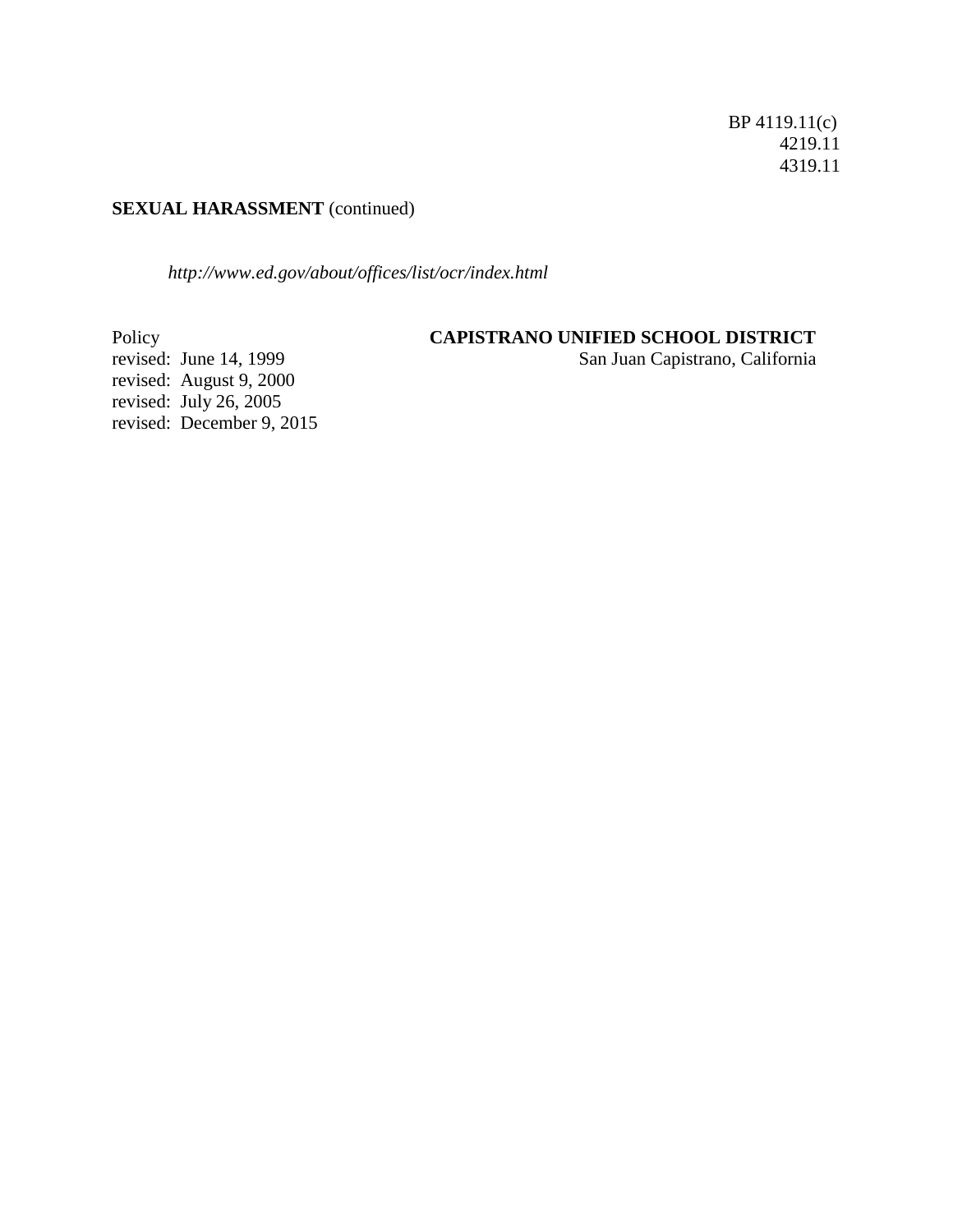**SEXUAL HARASSMENT** (continued)

*http://www.ed.gov/about/offices/list/ocr/index.html*

Policy
revised: June 14, 1999
revised: August 9, 2000
revised: July 26, 2005
revised: December 9, 2015

**CAPISTRANO UNIFIED SCHOOL DISTRICT**
San Juan Capistrano, California